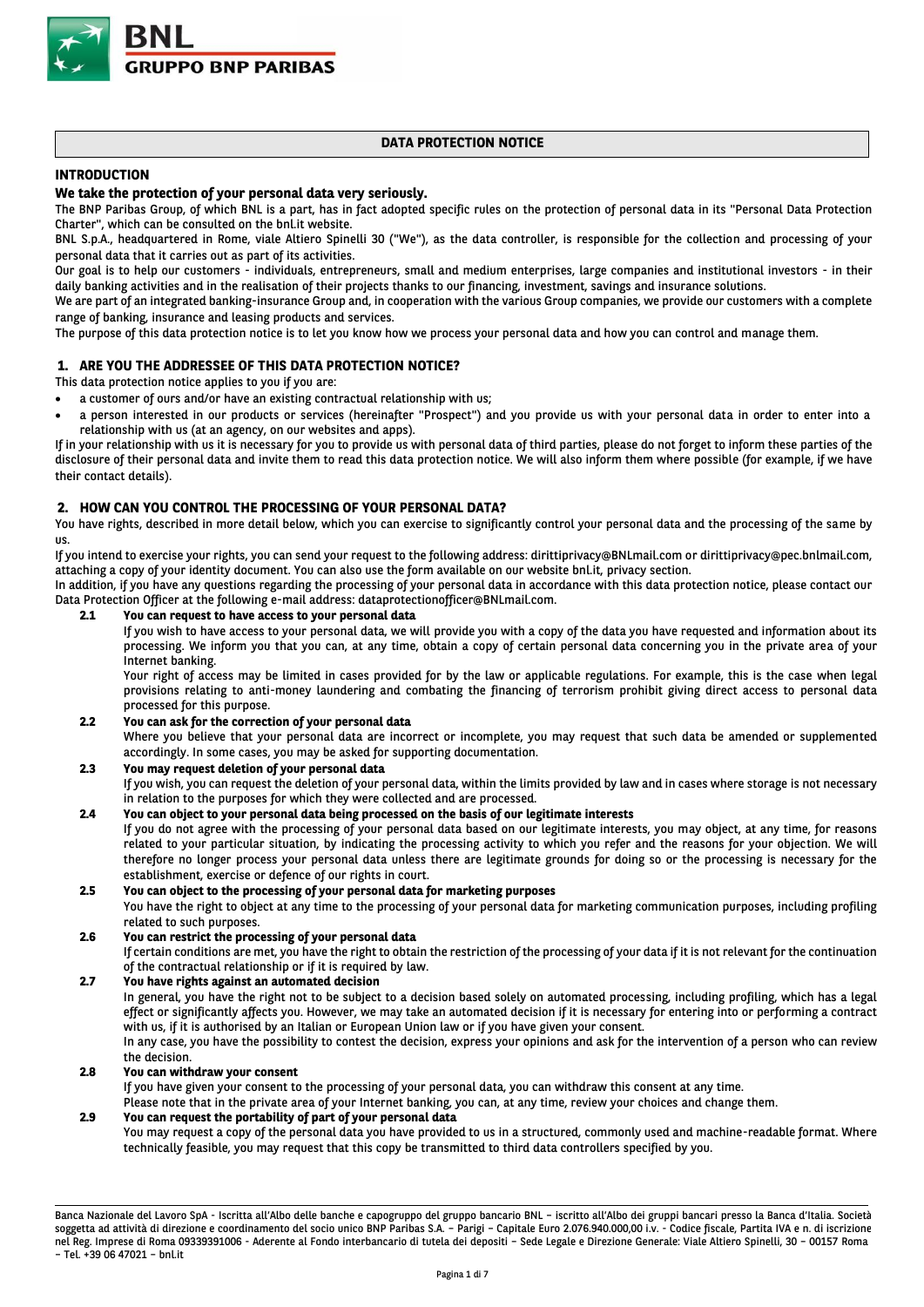# DATA PROTECTION NOTICE

## INTRODUCTION

**We take the protection of your personal data very seriously.**

The BNP Paribas Group, of which BNL is a part, has in fact adopted specific rules on the protection of personal data in its "Personal Data Protection Charter", which can be consulted on the bnl.it website.

BNL S.p.A., headquartered in Rome, viale Altiero Spinelli 30 ("We"), as the data controller, is responsible for the collection and processing of your personal data that it carries out as part of its activities.

Our goal is to help our customers - individuals, entrepreneurs, small and medium enterprises, large companies and institutional investors - in their daily banking activities and in the realisation of their projects thanks to our financing, investment, savings and insurance solutions.

We are part of an integrated banking-insurance Group and, in cooperation with the various Group companies, we provide our customers with a complete range of banking, insurance and leasing products and services.

The purpose of this data protection notice is to let you know how we process your personal data and how you can control and manage them.

## 1. ARE YOU THE ADDRESSEE OF THIS DATA PROTECTION NOTICE?

This data protection notice applies to you if you are:

- a customer of ours and/or have an existing contractual relationship with us;
- a person interested in our products or services (hereinafter "Prospect") and you provide us with your personal data in order to enter into a relationship with us (at an agency, on our websites and apps).

If in your relationship with us it is necessary for you to provide us with personal data of third parties, please do not forget to inform these parties of the disclosure of their personal data and invite them to read this data protection notice. We will also inform them where possible (for example, if we have their contact details).

## 2. HOW CAN YOU CONTROL THE PROCESSING OF YOUR PERSONAL DATA?

You have rights, described in more detail below, which you can exercise to significantly control your personal data and the processing of the same by us.

If you intend to exercise your rights, you can send your request to the following address: dirittiprivacy@BNLmail.com or dirittiprivacy@pec.bnlmail.com, attaching a copy of your identity document. You can also use the form available on our website bnl.it, privacy section.

In addition, if you have any questions regarding the processing of your personal data in accordance with this data protection notice, please contact our Data Protection Officer at the following e-mail address: dataprotectionofficer@BNLmail.com.

### 2.1 You can request to have access to your personal data

If you wish to have access to your personal data, we will provide you with a copy of the data you have requested and information about its processing. We inform you that you can, at any time, obtain a copy of certain personal data concerning you in the private area of your Internet banking.

Your right of access may be limited in cases provided for by the law or applicable regulations. For example, this is the case when legal provisions relating to anti-money laundering and combating the financing of terrorism prohibit giving direct access to personal data processed for this purpose.

### 2.2 You can ask for the correction of your personal data

Where you believe that your personal data are incorrect or incomplete, you may request that such data be amended or supplemented accordingly. In some cases, you may be asked for supporting documentation.

### 2.3 You may request deletion of your personal data

If you wish, you can request the deletion of your personal data, within the limits provided by law and in cases where storage is not necessary in relation to the purposes for which they were collected and are processed.

### 2.4 You can object to your personal data being processed on the basis of our legitimate interests

If you do not agree with the processing of your personal data based on our legitimate interests, you may object, at any time, for reasons related to your particular situation, by indicating the processing activity to which you refer and the reasons for your objection. We will therefore no longer process your personal data unless there are legitimate grounds for doing so or the processing is necessary for the establishment, exercise or defence of our rights in court.

### 2.5 You can object to the processing of your personal data for marketing purposes

You have the right to object at any time to the processing of your personal data for marketing communication purposes, including profiling related to such purposes.

### 2.6 You can restrict the processing of your personal data

If certain conditions are met, you have the right to obtain the restriction of the processing of your data if it is not relevant for the continuation of the contractual relationship or if it is required by law.

### 2.7 You have rights against an automated decision

In general, you have the right not to be subject to a decision based solely on automated processing, including profiling, which has a legal effect or significantly affects you. However, we may take an automated decision if it is necessary for entering into or performing a contract with us, if it is authorised by an Italian or European Union law or if you have given your consent.

In any case, you have the possibility to contest the decision, express your opinions and ask for the intervention of a person who can review the decision.

### 2.8 You can withdraw your consent

If you have given your consent to the processing of your personal data, you can withdraw this consent at any time.

Please note that in the private area of your Internet banking, you can, at any time, review your choices and change them.

### 2.9 You can request the portability of part of your personal data

You may request a copy of the personal data you have provided to us in a structured, commonly used and machine-readable format. Where technically feasible, you may request that this copy be transmitted to third data controllers specified by you.

Banca Nazionale del Lavoro SpA - Iscritta all'Albo delle banche e capogruppo del gruppo bancario BNL – iscritto all'Albo dei gruppi bancari presso la Banca d'Italia. Società soggetta ad attività di direzione e coordinamento del socio unico BNP Paribas S.A. – Parigi – Capitale Euro 2.076.940.000,00 i.v. - Codice fiscale, Partita IVA e n. di iscrizione nel Reg. Imprese di Roma 09339391006 - Aderente al Fondo interbancario di tutela dei depositi – Sede Legale e Direzione Generale: Viale Altiero Spinelli, 30 – 00157 Roma – Tel. +39 06 47021 – bnl.it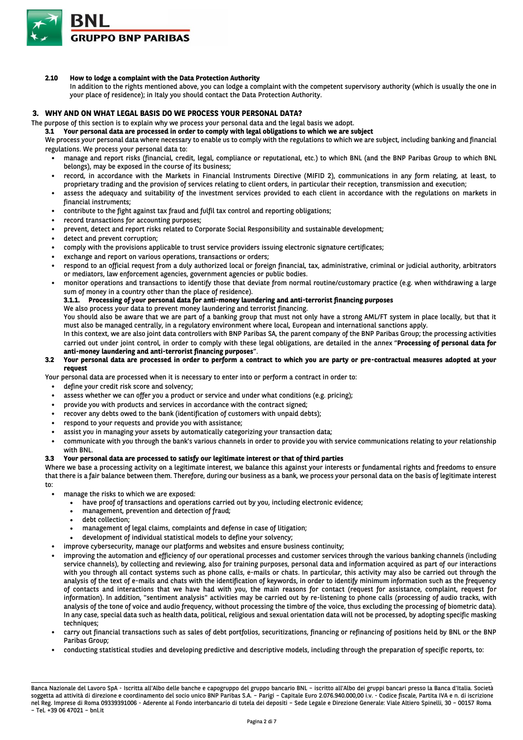### 2.10 How to lodge a complaint with the Data Protection Authority

In addition to the rights mentioned above, you can lodge a complaint with the competent supervisory authority (which is usually the one in your place of residence); in Italy you should contact the Data Protection Authority.

## 3. WHY AND ON WHAT LEGAL BASIS DO WE PROCESS YOUR PERSONAL DATA?

The purpose of this section is to explain why we process your personal data and the legal basis we adopt.

### 3.1 Your personal data are processed in order to comply with legal obligations to which we are subject

We process your personal data where necessary to enable us to comply with the regulations to which we are subject, including banking and financial regulations. We process your personal data to:

- manage and report risks (financial, credit, legal, compliance or reputational, etc.) to which BNL (and the BNP Paribas Group to which BNL belongs), may be exposed in the course of its business;
- record, in accordance with the Markets in Financial Instruments Directive (MIFID 2), communications in any form relating, at least, to proprietary trading and the provision of services relating to client orders, in particular their reception, transmission and execution;
- assess the adequacy and suitability of the investment services provided to each client in accordance with the regulations on markets in financial instruments;
- contribute to the fight against tax fraud and fulfil tax control and reporting obligations;
- record transactions for accounting purposes;
- prevent, detect and report risks related to Corporate Social Responsibility and sustainable development;
- detect and prevent corruption;
- comply with the provisions applicable to trust service providers issuing electronic signature certificates;
- exchange and report on various operations, transactions or orders;
- respond to an official request from a duly authorized local or foreign financial, tax, administrative, criminal or judicial authority, arbitrators or mediators, law enforcement agencies, government agencies or public bodies.
- monitor operations and transactions to identify those that deviate from normal routine/customary practice (e.g. when withdrawing a large sum of money in a country other than the place of residence).

#### 3.1.1. Processing of your personal data for anti-money laundering and anti-terrorist financing purposes

We also process your data to prevent money laundering and terrorist financing.

You should also be aware that we are part of a banking group that must not only have a strong AML/FT system in place locally, but that it must also be managed centrally, in a regulatory environment where local, European and international sanctions apply.

In this context, we are also joint data controllers with BNP Paribas SA, the parent company of the BNP Paribas Group; the processing activities carried out under joint control, in order to comply with these legal obligations, are detailed in the annex "**Processing of personal data for anti-money laundering and anti-terrorist financing purposes**".

### 3.2 Your personal data are processed in order to perform a contract to which you are party or pre-contractual measures adopted at your request

Your personal data are processed when it is necessary to enter into or perform a contract in order to:

- define your credit risk score and solvency;
- assess whether we can offer you a product or service and under what conditions (e.g. pricing);
- provide you with products and services in accordance with the contract signed;
- recover any debts owed to the bank (identification of customers with unpaid debts);
- respond to your requests and provide you with assistance;
- assist you in managing your assets by automatically categorizing your transaction data;
- communicate with you through the bank's various channels in order to provide you with service communications relating to your relationship with BNL.

### 3.3 Your personal data are processed to satisfy our legitimate interest or that of third parties

Where we base a processing activity on a legitimate interest, we balance this against your interests or fundamental rights and freedoms to ensure that there is a fair balance between them. Therefore, during our business as a bank, we process your personal data on the basis of legitimate interest to:

- manage the risks to which we are exposed:
  - have proof of transactions and operations carried out by you, including electronic evidence;
  - management, prevention and detection of fraud;
  - debt collection;
  - management of legal claims, complaints and defense in case of litigation;
  - development of individual statistical models to define your solvency;
- improve cybersecurity, manage our platforms and websites and ensure business continuity;
- improving the automation and efficiency of our operational processes and customer services through the various banking channels (including service channels), by collecting and reviewing, also for training purposes, personal data and information acquired as part of our interactions with you through all contact systems such as phone calls, e-mails or chats. In particular, this activity may also be carried out through the analysis of the text of e-mails and chats with the identification of keywords, in order to identify minimum information such as the frequency of contacts and interactions that we have had with you, the main reasons for contact (request for assistance, complaint, request for information). In addition, "sentiment analysis" activities may be carried out by re-listening to phone calls (processing of audio tracks, with analysis of the tone of voice and audio frequency, without processing the timbre of the voice, thus excluding the processing of biometric data). In any case, special data such as health data, political, religious and sexual orientation data will not be processed, by adopting specific masking techniques;
- carry out financial transactions such as sales of debt portfolios, securitizations, financing or refinancing of positions held by BNL or the BNP Paribas Group;
- conducting statistical studies and developing predictive and descriptive models, including through the preparation of specific reports, to: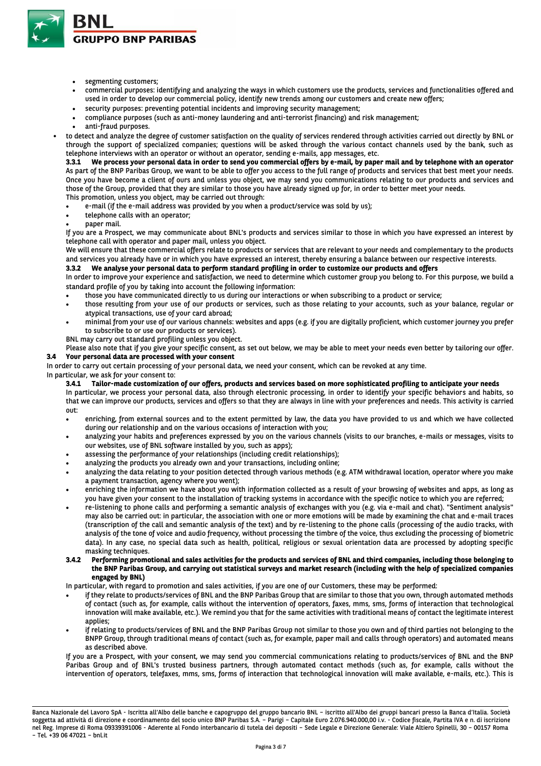- segmenting customers;
- commercial purposes: identifying and analyzing the ways in which customers use the products, services and functionalities offered and used in order to develop our commercial policy, identify new trends among our customers and create new offers;
- security purposes: preventing potential incidents and improving security management;
- compliance purposes (such as anti-money laundering and anti-terrorist financing) and risk management;
- anti-fraud purposes.

- to detect and analyze the degree of customer satisfaction on the quality of services rendered through activities carried out directly by BNL or through the support of specialized companies; questions will be asked through the various contact channels used by the bank, such as telephone interviews with an operator or without an operator, sending e-mails, app messages, etc.

#### 3.3.1 We process your personal data in order to send you commercial offers by e-mail, by paper mail and by telephone with an operator

As part of the BNP Paribas Group, we want to be able to offer you access to the full range of products and services that best meet your needs. Once you have become a client of ours and unless you object, we may send you communications relating to our products and services and those of the Group, provided that they are similar to those you have already signed up for, in order to better meet your needs.

This promotion, unless you object, may be carried out through:

- e-mail (if the e-mail address was provided by you when a product/service was sold by us);
- telephone calls with an operator;
- paper mail.

If you are a Prospect, we may communicate about BNL's products and services similar to those in which you have expressed an interest by telephone call with operator and paper mail, unless you object.

We will ensure that these commercial offers relate to products or services that are relevant to your needs and complementary to the products and services you already have or in which you have expressed an interest, thereby ensuring a balance between our respective interests.

#### 3.3.2 We analyse your personal data to perform standard profiling in order to customize our products and offers

In order to improve your experience and satisfaction, we need to determine which customer group you belong to. For this purpose, we build a standard profile of you by taking into account the following information:

- those you have communicated directly to us during our interactions or when subscribing to a product or service;
- those resulting from your use of our products or services, such as those relating to your accounts, such as your balance, regular or atypical transactions, use of your card abroad;
- minimal from your use of our various channels: websites and apps (e.g. if you are digitally proficient, which customer journey you prefer to subscribe to or use our products or services).

BNL may carry out standard profiling unless you object.

Please also note that if you give your specific consent, as set out below, we may be able to meet your needs even better by tailoring our offer.

### 3.4 Your personal data are processed with your consent

In order to carry out certain processing of your personal data, we need your consent, which can be revoked at any time.

In particular, we ask for your consent to:

#### 3.4.1 Tailor-made customization of our offers, products and services based on more sophisticated profiling to anticipate your needs

In particular, we process your personal data, also through electronic processing, in order to identify your specific behaviors and habits, so that we can improve our products, services and offers so that they are always in line with your preferences and needs. This activity is carried out:

- enriching, from external sources and to the extent permitted by law, the data you have provided to us and which we have collected during our relationship and on the various occasions of interaction with you;
- analyzing your habits and preferences expressed by you on the various channels (visits to our branches, e-mails or messages, visits to our websites, use of BNL software installed by you, such as apps);
- assessing the performance of your relationships (including credit relationships);
- analyzing the products you already own and your transactions, including online;
- analyzing the data relating to your position detected through various methods (e.g. ATM withdrawal location, operator where you make a payment transaction, agency where you went);
- enriching the information we have about you with information collected as a result of your browsing of websites and apps, as long as you have given your consent to the installation of tracking systems in accordance with the specific notice to which you are referred;
- re-listening to phone calls and performing a semantic analysis of exchanges with you (e.g. via e-mail and chat). "Sentiment analysis" may also be carried out: in particular, the association with one or more emotions will be made by examining the chat and e-mail traces (transcription of the call and semantic analysis of the text) and by re-listening to the phone calls (processing of the audio tracks, with analysis of the tone of voice and audio frequency, without processing the timbre of the voice, thus excluding the processing of biometric data). In any case, no special data such as health, political, religious or sexual orientation data are processed by adopting specific masking techniques.

#### 3.4.2 Performing promotional and sales activities for the products and services of BNL and third companies, including those belonging to the BNP Paribas Group, and carrying out statistical surveys and market research (including with the help of specialized companies engaged by BNL)

In particular, with regard to promotion and sales activities, if you are one of our Customers, these may be performed:

- if they relate to products/services of BNL and the BNP Paribas Group that are similar to those that you own, through automated methods of contact (such as, for example, calls without the intervention of operators, faxes, mms, sms, forms of interaction that technological innovation will make available, etc.). We remind you that for the same activities with traditional means of contact the legitimate interest applies;
- if relating to products/services of BNL and the BNP Paribas Group not similar to those you own and of third parties not belonging to the BNPP Group, through traditional means of contact (such as, for example, paper mail and calls through operators) and automated means as described above.

If you are a Prospect, with your consent, we may send you commercial communications relating to products/services of BNL and the BNP Paribas Group and of BNL's trusted business partners, through automated contact methods (such as, for example, calls without the intervention of operators, telefaxes, mms, sms, forms of interaction that technological innovation will make available, e-mails, etc.). This is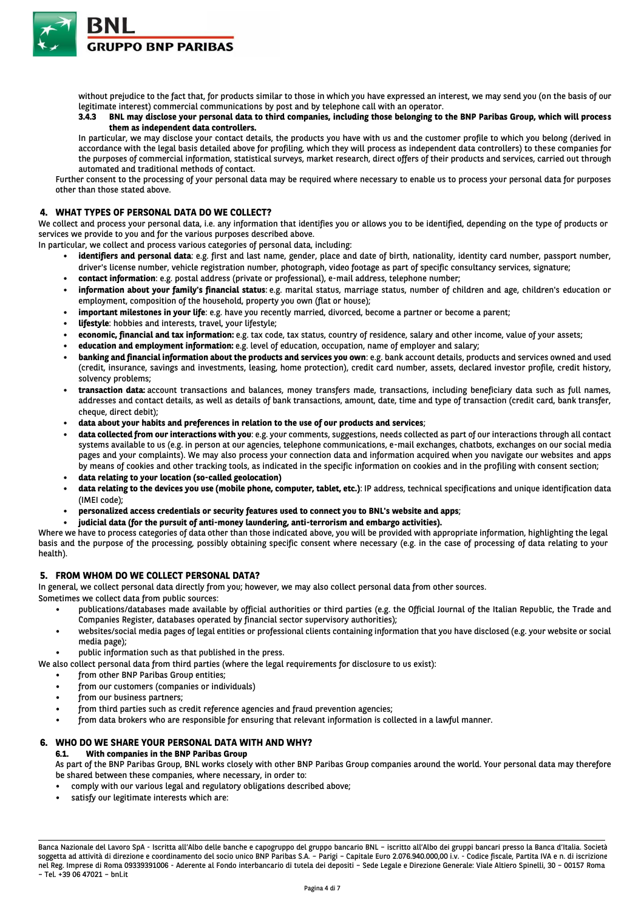without prejudice to the fact that, for products similar to those in which you have expressed an interest, we may send you (on the basis of our legitimate interest) commercial communications by post and by telephone call with an operator.

**3.4.3 BNL may disclose your personal data to third companies, including those belonging to the BNP Paribas Group, which will process them as independent data controllers.**

In particular, we may disclose your contact details, the products you have with us and the customer profile to which you belong (derived in accordance with the legal basis detailed above for profiling, which they will process as independent data controllers) to these companies for the purposes of commercial information, statistical surveys, market research, direct offers of their products and services, carried out through automated and traditional methods of contact.

Further consent to the processing of your personal data may be required where necessary to enable us to process your personal data for purposes other than those stated above.

## 4. WHAT TYPES OF PERSONAL DATA DO WE COLLECT?

We collect and process your personal data, i.e. any information that identifies you or allows you to be identified, depending on the type of products or services we provide to you and for the various purposes described above.

In particular, we collect and process various categories of personal data, including:

- **identifiers and personal data**: e.g. first and last name, gender, place and date of birth, nationality, identity card number, passport number, driver's license number, vehicle registration number, photograph, video footage as part of specific consultancy services, signature;
- **contact information**: e.g. postal address (private or professional), e-mail address, telephone number;
- **information about your family's financial status**: e.g. marital status, marriage status, number of children and age, children's education or employment, composition of the household, property you own (flat or house);
- **important milestones in your life**: e.g. have you recently married, divorced, become a partner or become a parent;
- **lifestyle**: hobbies and interests, travel, your lifestyle;
- **economic, financial and tax information:** e.g. tax code, tax status, country of residence, salary and other income, value of your assets;
- **education and employment information:** e.g. level of education, occupation, name of employer and salary;
- **banking and financial information about the products and services you own**: e.g. bank account details, products and services owned and used (credit, insurance, savings and investments, leasing, home protection), credit card number, assets, declared investor profile, credit history, solvency problems;
- **transaction data:** account transactions and balances, money transfers made, transactions, including beneficiary data such as full names, addresses and contact details, as well as details of bank transactions, amount, date, time and type of transaction (credit card, bank transfer, cheque, direct debit);
- **data about your habits and preferences in relation to the use of our products and services**;
- **data collected from our interactions with you**: e.g. your comments, suggestions, needs collected as part of our interactions through all contact systems available to us (e.g. in person at our agencies, telephone communications, e-mail exchanges, chatbots, exchanges on our social media pages and your complaints). We may also process your connection data and information acquired when you navigate our websites and apps by means of cookies and other tracking tools, as indicated in the specific information on cookies and in the profiling with consent section;
- **data relating to your location (so-called geolocation)**
- **data relating to the devices you use (mobile phone, computer, tablet, etc.)**: IP address, technical specifications and unique identification data (IMEI code);
- **personalized access credentials or security features used to connect you to BNL's website and apps**;
- **judicial data (for the pursuit of anti-money laundering, anti-terrorism and embargo activities).**

Where we have to process categories of data other than those indicated above, you will be provided with appropriate information, highlighting the legal basis and the purpose of the processing, possibly obtaining specific consent where necessary (e.g. in the case of processing of data relating to your health).

## 5. FROM WHOM DO WE COLLECT PERSONAL DATA?

In general, we collect personal data directly from you; however, we may also collect personal data from other sources.

Sometimes we collect data from public sources:

- publications/databases made available by official authorities or third parties (e.g. the Official Journal of the Italian Republic, the Trade and Companies Register, databases operated by financial sector supervisory authorities);
- websites/social media pages of legal entities or professional clients containing information that you have disclosed (e.g. your website or social media page);
- public information such as that published in the press.

We also collect personal data from third parties (where the legal requirements for disclosure to us exist):

- from other BNP Paribas Group entities;
- from our customers (companies or individuals)
- from our business partners;
- from third parties such as credit reference agencies and fraud prevention agencies;
- from data brokers who are responsible for ensuring that relevant information is collected in a lawful manner.

## 6. WHO DO WE SHARE YOUR PERSONAL DATA WITH AND WHY?

### 6.1. With companies in the BNP Paribas Group

As part of the BNP Paribas Group, BNL works closely with other BNP Paribas Group companies around the world. Your personal data may therefore be shared between these companies, where necessary, in order to:

- comply with our various legal and regulatory obligations described above;
- satisfy our legitimate interests which are: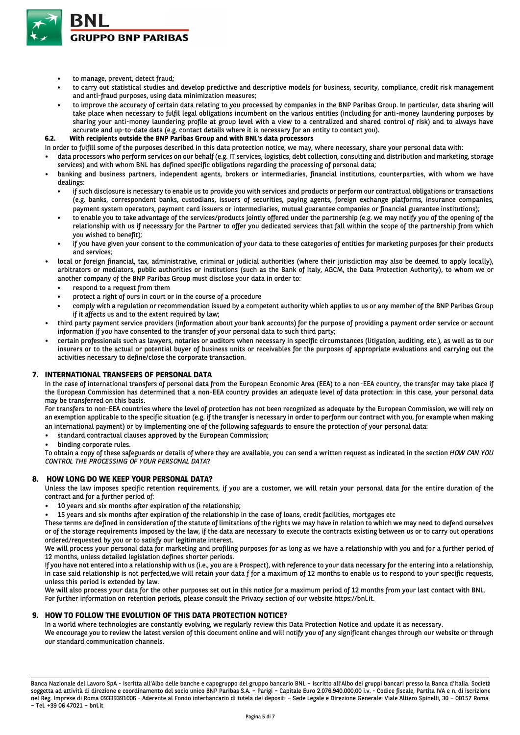- to manage, prevent, detect fraud;
- to carry out statistical studies and develop predictive and descriptive models for business, security, compliance, credit risk management and anti-fraud purposes, using data minimization measures;
- to improve the accuracy of certain data relating to you processed by companies in the BNP Paribas Group. In particular, data sharing will take place when necessary to fulfil legal obligations incumbent on the various entities (including for anti-money laundering purposes by sharing your anti-money laundering profile at group level with a view to a centralized and shared control of risk) and to always have accurate and up-to-date data (e.g. contact details where it is necessary for an entity to contact you).

### 6.2. With recipients outside the BNP Paribas Group and with BNL's data processors

In order to fulfill some of the purposes described in this data protection notice, we may, where necessary, share your personal data with:

- data processors who perform services on our behalf (e.g. IT services, logistics, debt collection, consulting and distribution and marketing, storage services) and with whom BNL has defined specific obligations regarding the processing of personal data;
- banking and business partners, independent agents, brokers or intermediaries, financial institutions, counterparties, with whom we have dealings:
  - if such disclosure is necessary to enable us to provide you with services and products or perform our contractual obligations or transactions (e.g. banks, correspondent banks, custodians, issuers of securities, paying agents, foreign exchange platforms, insurance companies, payment system operators, payment card issuers or intermediaries, mutual guarantee companies or financial guarantee institutions);
  - to enable you to take advantage of the services/products jointly offered under the partnership (e.g. we may notify you of the opening of the relationship with us if necessary for the Partner to offer you dedicated services that fall within the scope of the partnership from which you wished to benefit);
  - if you have given your consent to the communication of your data to these categories of entities for marketing purposes for their products and services;
- local or foreign financial, tax, administrative, criminal or judicial authorities (where their jurisdiction may also be deemed to apply locally), arbitrators or mediators, public authorities or institutions (such as the Bank of Italy, AGCM, the Data Protection Authority), to whom we or another company of the BNP Paribas Group must disclose your data in order to:
  - respond to a request from them
  - protect a right of ours in court or in the course of a procedure
  - comply with a regulation or recommendation issued by a competent authority which applies to us or any member of the BNP Paribas Group if it affects us and to the extent required by law;
- third party payment service providers (information about your bank accounts) for the purpose of providing a payment order service or account information if you have consented to the transfer of your personal data to such third party;
- certain professionals such as lawyers, notaries or auditors when necessary in specific circumstances (litigation, auditing, etc.), as well as to our insurers or to the actual or potential buyer of business units or receivables for the purposes of appropriate evaluations and carrying out the activities necessary to define/close the corporate transaction.

## 7. INTERNATIONAL TRANSFERS OF PERSONAL DATA

In the case of international transfers of personal data from the European Economic Area (EEA) to a non-EEA country, the transfer may take place if the European Commission has determined that a non-EEA country provides an adequate level of data protection: in this case, your personal data may be transferred on this basis.

For transfers to non-EEA countries where the level of protection has not been recognized as adequate by the European Commission, we will rely on an exemption applicable to the specific situation (e.g. if the transfer is necessary in order to perform our contract with you, for example when making an international payment) or by implementing one of the following safeguards to ensure the protection of your personal data:

- standard contractual clauses approved by the European Commission;
- binding corporate rules.

To obtain a copy of these safeguards or details of where they are available, you can send a written request as indicated in the section *HOW CAN YOU CONTROL THE PROCESSING OF YOUR PERSONAL DATA*?

## 8. HOW LONG DO WE KEEP YOUR PERSONAL DATA?

Unless the law imposes specific retention requirements, if you are a customer, we will retain your personal data for the entire duration of the contract and for a further period of:

- 10 years and six months after expiration of the relationship;
- 15 years and six months after expiration of the relationship in the case of loans, credit facilities, mortgages etc

These terms are defined in consideration of the statute of limitations of the rights we may have in relation to which we may need to defend ourselves or of the storage requirements imposed by the law, if the data are necessary to execute the contracts existing between us or to carry out operations ordered/requested by you or to satisfy our legitimate interest.

We will process your personal data for marketing and profiling purposes for as long as we have a relationship with you and for a further period of 12 months, unless detailed legislation defines shorter periods.

If you have not entered into a relationship with us (i.e., you are a Prospect), with reference to your data necessary for the entering into a relationship, in case said relationship is not perfected,we will retain your data f for a maximum of 12 months to enable us to respond to your specific requests, unless this period is extended by law.

We will also process your data for the other purposes set out in this notice for a maximum period of 12 months from your last contact with BNL. For further information on retention periods, please consult the Privacy section of our website https://bnl.it.

## 9. HOW TO FOLLOW THE EVOLUTION OF THIS DATA PROTECTION NOTICE?

In a world where technologies are constantly evolving, we regularly review this Data Protection Notice and update it as necessary.

We encourage you to review the latest version of this document online and will notify you of any significant changes through our website or through our standard communication channels.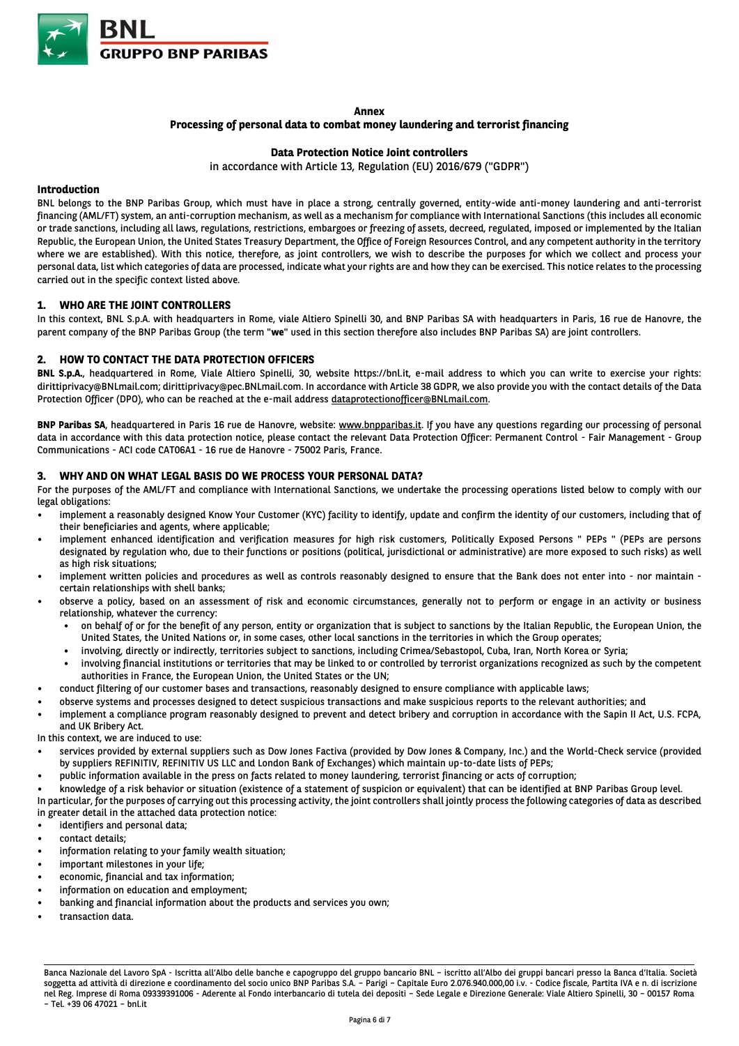**Annex**
**Processing of personal data to combat money laundering and terrorist financing**

**Data Protection Notice Joint controllers**
in accordance with Article 13, Regulation (EU) 2016/679 ("GDPR")

## Introduction

BNL belongs to the BNP Paribas Group, which must have in place a strong, centrally governed, entity-wide anti-money laundering and anti-terrorist financing (AML/FT) system, an anti-corruption mechanism, as well as a mechanism for compliance with International Sanctions (this includes all economic or trade sanctions, including all laws, regulations, restrictions, embargoes or freezing of assets, decreed, regulated, imposed or implemented by the Italian Republic, the European Union, the United States Treasury Department, the Office of Foreign Resources Control, and any competent authority in the territory where we are established). With this notice, therefore, as joint controllers, we wish to describe the purposes for which we collect and process your personal data, list which categories of data are processed, indicate what your rights are and how they can be exercised. This notice relates to the processing carried out in the specific context listed above.

## 1. WHO ARE THE JOINT CONTROLLERS

In this context, BNL S.p.A. with headquarters in Rome, viale Altiero Spinelli 30, and BNP Paribas SA with headquarters in Paris, 16 rue de Hanovre, the parent company of the BNP Paribas Group (the term "**we**" used in this section therefore also includes BNP Paribas SA) are joint controllers.

## 2. HOW TO CONTACT THE DATA PROTECTION OFFICERS

**BNL S.p.A.**, headquartered in Rome, Viale Altiero Spinelli, 30, website https://bnl.it, e-mail address to which you can write to exercise your rights: dirittiprivacy@BNLmail.com; dirittiprivacy@pec.BNLmail.com. In accordance with Article 38 GDPR, we also provide you with the contact details of the Data Protection Officer (DPO), who can be reached at the e-mail address dataprotectionofficer@BNLmail.com.

**BNP Paribas SA**, headquartered in Paris 16 rue de Hanovre, website: www.bnpparibas.it. If you have any questions regarding our processing of personal data in accordance with this data protection notice, please contact the relevant Data Protection Officer: Permanent Control - Fair Management - Group Communications - ACI code CAT06A1 - 16 rue de Hanovre - 75002 Paris, France.

## 3. WHY AND ON WHAT LEGAL BASIS DO WE PROCESS YOUR PERSONAL DATA?

For the purposes of the AML/FT and compliance with International Sanctions, we undertake the processing operations listed below to comply with our legal obligations:

- implement a reasonably designed Know Your Customer (KYC) facility to identify, update and confirm the identity of our customers, including that of their beneficiaries and agents, where applicable;
- implement enhanced identification and verification measures for high risk customers, Politically Exposed Persons " PEPs " (PEPs are persons designated by regulation who, due to their functions or positions (political, jurisdictional or administrative) are more exposed to such risks) as well as high risk situations;
- implement written policies and procedures as well as controls reasonably designed to ensure that the Bank does not enter into - nor maintain - certain relationships with shell banks;
- observe a policy, based on an assessment of risk and economic circumstances, generally not to perform or engage in an activity or business relationship, whatever the currency:
  - on behalf of or for the benefit of any person, entity or organization that is subject to sanctions by the Italian Republic, the European Union, the United States, the United Nations or, in some cases, other local sanctions in the territories in which the Group operates;
  - involving, directly or indirectly, territories subject to sanctions, including Crimea/Sebastopol, Cuba, Iran, North Korea or Syria;
  - involving financial institutions or territories that may be linked to or controlled by terrorist organizations recognized as such by the competent authorities in France, the European Union, the United States or the UN;
- conduct filtering of our customer bases and transactions, reasonably designed to ensure compliance with applicable laws;
- observe systems and processes designed to detect suspicious transactions and make suspicious reports to the relevant authorities; and
- implement a compliance program reasonably designed to prevent and detect bribery and corruption in accordance with the Sapin II Act, U.S. FCPA, and UK Bribery Act.

In this context, we are induced to use:

- services provided by external suppliers such as Dow Jones Factiva (provided by Dow Jones & Company, Inc.) and the World-Check service (provided by suppliers REFINITIV, REFINITIV US LLC and London Bank of Exchanges) which maintain up-to-date lists of PEPs;
- public information available in the press on facts related to money laundering, terrorist financing or acts of corruption;
- knowledge of a risk behavior or situation (existence of a statement of suspicion or equivalent) that can be identified at BNP Paribas Group level.

In particular, for the purposes of carrying out this processing activity, the joint controllers shall jointly process the following categories of data as described in greater detail in the attached data protection notice:

- identifiers and personal data;
- contact details;
- information relating to your family wealth situation;
- important milestones in your life;
- economic, financial and tax information;
- information on education and employment;
- banking and financial information about the products and services you own;
- transaction data.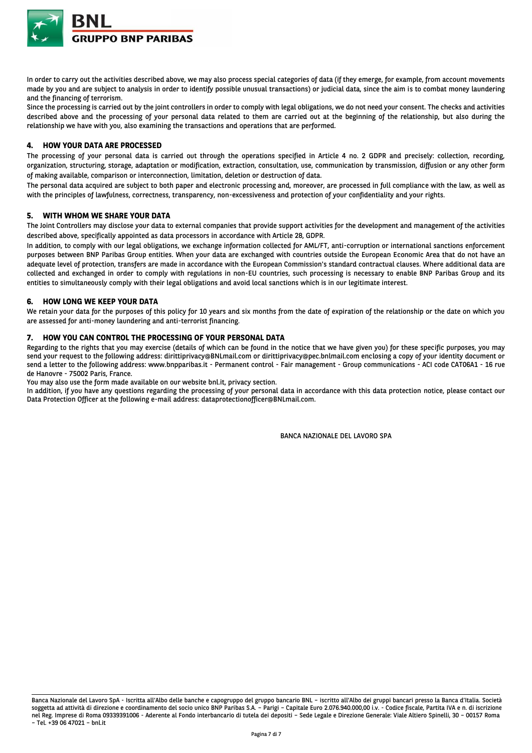In order to carry out the activities described above, we may also process special categories of data (if they emerge, for example, from account movements made by you and are subject to analysis in order to identify possible unusual transactions) or judicial data, since the aim is to combat money laundering and the financing of terrorism.

Since the processing is carried out by the joint controllers in order to comply with legal obligations, we do not need your consent. The checks and activities described above and the processing of your personal data related to them are carried out at the beginning of the relationship, but also during the relationship we have with you, also examining the transactions and operations that are performed.

## 4. HOW YOUR DATA ARE PROCESSED

The processing of your personal data is carried out through the operations specified in Article 4 no. 2 GDPR and precisely: collection, recording, organization, structuring, storage, adaptation or modification, extraction, consultation, use, communication by transmission, diffusion or any other form of making available, comparison or interconnection, limitation, deletion or destruction of data.

The personal data acquired are subject to both paper and electronic processing and, moreover, are processed in full compliance with the law, as well as with the principles of lawfulness, correctness, transparency, non-excessiveness and protection of your confidentiality and your rights.

## 5. WITH WHOM WE SHARE YOUR DATA

The Joint Controllers may disclose your data to external companies that provide support activities for the development and management of the activities described above, specifically appointed as data processors in accordance with Article 28, GDPR.

In addition, to comply with our legal obligations, we exchange information collected for AML/FT, anti-corruption or international sanctions enforcement purposes between BNP Paribas Group entities. When your data are exchanged with countries outside the European Economic Area that do not have an adequate level of protection, transfers are made in accordance with the European Commission's standard contractual clauses. Where additional data are collected and exchanged in order to comply with regulations in non-EU countries, such processing is necessary to enable BNP Paribas Group and its entities to simultaneously comply with their legal obligations and avoid local sanctions which is in our legitimate interest.

## 6. HOW LONG WE KEEP YOUR DATA

We retain your data for the purposes of this policy for 10 years and six months from the date of expiration of the relationship or the date on which you are assessed for anti-money laundering and anti-terrorist financing.

## 7. HOW YOU CAN CONTROL THE PROCESSING OF YOUR PERSONAL DATA

Regarding to the rights that you may exercise (details of which can be found in the notice that we have given you) for these specific purposes, you may send your request to the following address: dirittiprivacy@BNLmail.com or dirittiprivacy@pec.bnlmail.com enclosing a copy of your identity document or send a letter to the following address: www.bnpparibas.it - Permanent control - Fair management - Group communications - ACI code CAT06A1 - 16 rue de Hanovre - 75002 Paris, France.

You may also use the form made available on our website bnl.it, privacy section.

In addition, if you have any questions regarding the processing of your personal data in accordance with this data protection notice, please contact our Data Protection Officer at the following e-mail address: dataprotectionofficer@BNLmail.com.

BANCA NAZIONALE DEL LAVORO SPA

Banca Nazionale del Lavoro SpA - Iscritta all'Albo delle banche e capogruppo del gruppo bancario BNL – iscritto all'Albo dei gruppi bancari presso la Banca d'Italia. Società soggetta ad attività di direzione e coordinamento del socio unico BNP Paribas S.A. – Parigi – Capitale Euro 2.076.940.000,00 i.v. - Codice fiscale, Partita IVA e n. di iscrizione nel Reg. Imprese di Roma 09339391006 - Aderente al Fondo interbancario di tutela dei depositi – Sede Legale e Direzione Generale: Viale Altiero Spinelli, 30 – 00157 Roma – Tel. +39 06 47021 – bnl.it